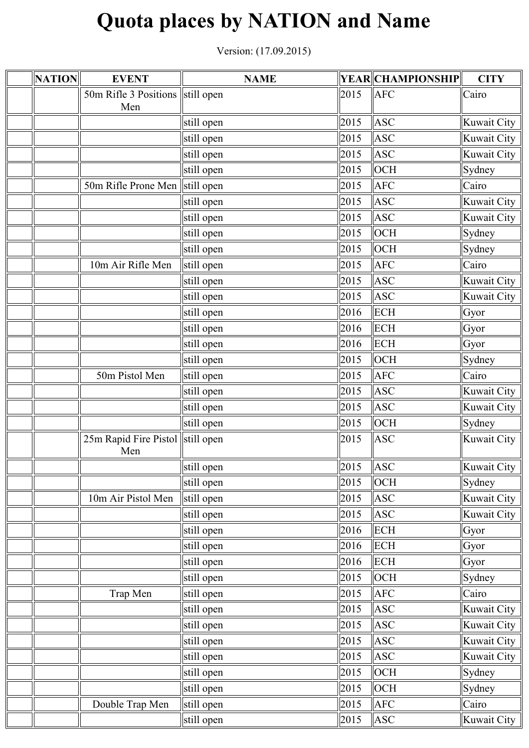# Quota places by NATION and Name

Version: (17.09.2015)

| | NATION | EVENT | NAME | YEAR | CHAMPIONSHIP | CITY |
|---|---|---|---|---|---|---|
| | | 50m Rifle 3 Positions Men | still open | 2015 | AFC | Cairo |
| | | | still open | 2015 | ASC | Kuwait City |
| | | | still open | 2015 | ASC | Kuwait City |
| | | | still open | 2015 | ASC | Kuwait City |
| | | | still open | 2015 | OCH | Sydney |
| | | 50m Rifle Prone Men | still open | 2015 | AFC | Cairo |
| | | | still open | 2015 | ASC | Kuwait City |
| | | | still open | 2015 | ASC | Kuwait City |
| | | | still open | 2015 | OCH | Sydney |
| | | | still open | 2015 | OCH | Sydney |
| | | 10m Air Rifle Men | still open | 2015 | AFC | Cairo |
| | | | still open | 2015 | ASC | Kuwait City |
| | | | still open | 2015 | ASC | Kuwait City |
| | | | still open | 2016 | ECH | Gyor |
| | | | still open | 2016 | ECH | Gyor |
| | | | still open | 2016 | ECH | Gyor |
| | | | still open | 2015 | OCH | Sydney |
| | | 50m Pistol Men | still open | 2015 | AFC | Cairo |
| | | | still open | 2015 | ASC | Kuwait City |
| | | | still open | 2015 | ASC | Kuwait City |
| | | | still open | 2015 | OCH | Sydney |
| | | 25m Rapid Fire Pistol Men | still open | 2015 | ASC | Kuwait City |
| | | | still open | 2015 | ASC | Kuwait City |
| | | | still open | 2015 | OCH | Sydney |
| | | 10m Air Pistol Men | still open | 2015 | ASC | Kuwait City |
| | | | still open | 2015 | ASC | Kuwait City |
| | | | still open | 2016 | ECH | Gyor |
| | | | still open | 2016 | ECH | Gyor |
| | | | still open | 2016 | ECH | Gyor |
| | | | still open | 2015 | OCH | Sydney |
| | | Trap Men | still open | 2015 | AFC | Cairo |
| | | | still open | 2015 | ASC | Kuwait City |
| | | | still open | 2015 | ASC | Kuwait City |
| | | | still open | 2015 | ASC | Kuwait City |
| | | | still open | 2015 | ASC | Kuwait City |
| | | | still open | 2015 | OCH | Sydney |
| | | | still open | 2015 | OCH | Sydney |
| | | Double Trap Men | still open | 2015 | AFC | Cairo |
| | | | still open | 2015 | ASC | Kuwait City |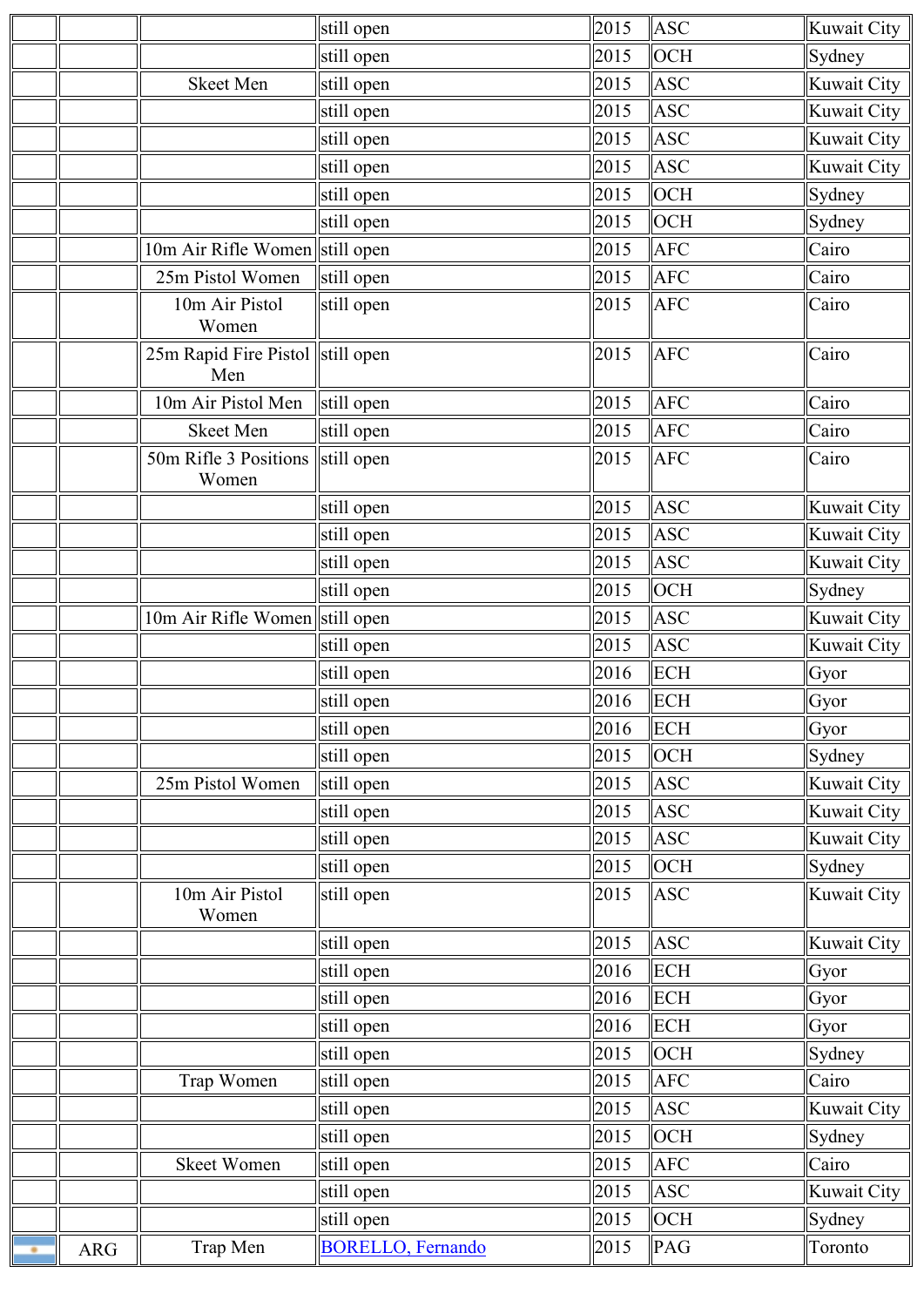| | | | | | | |
|---|---|---|---|---|---|---|
| | | | still open | 2015 | ASC | Kuwait City |
| | | | still open | 2015 | OCH | Sydney |
| | | Skeet Men | still open | 2015 | ASC | Kuwait City |
| | | | still open | 2015 | ASC | Kuwait City |
| | | | still open | 2015 | ASC | Kuwait City |
| | | | still open | 2015 | ASC | Kuwait City |
| | | | still open | 2015 | OCH | Sydney |
| | | | still open | 2015 | OCH | Sydney |
| | | 10m Air Rifle Women | still open | 2015 | AFC | Cairo |
| | | 25m Pistol Women | still open | 2015 | AFC | Cairo |
| | | 10m Air Pistol Women | still open | 2015 | AFC | Cairo |
| | | 25m Rapid Fire Pistol Men | still open | 2015 | AFC | Cairo |
| | | 10m Air Pistol Men | still open | 2015 | AFC | Cairo |
| | | Skeet Men | still open | 2015 | AFC | Cairo |
| | | 50m Rifle 3 Positions Women | still open | 2015 | AFC | Cairo |
| | | | still open | 2015 | ASC | Kuwait City |
| | | | still open | 2015 | ASC | Kuwait City |
| | | | still open | 2015 | ASC | Kuwait City |
| | | | still open | 2015 | OCH | Sydney |
| | | 10m Air Rifle Women | still open | 2015 | ASC | Kuwait City |
| | | | still open | 2015 | ASC | Kuwait City |
| | | | still open | 2016 | ECH | Gyor |
| | | | still open | 2016 | ECH | Gyor |
| | | | still open | 2016 | ECH | Gyor |
| | | | still open | 2015 | OCH | Sydney |
| | | 25m Pistol Women | still open | 2015 | ASC | Kuwait City |
| | | | still open | 2015 | ASC | Kuwait City |
| | | | still open | 2015 | ASC | Kuwait City |
| | | | still open | 2015 | OCH | Sydney |
| | | 10m Air Pistol Women | still open | 2015 | ASC | Kuwait City |
| | | | still open | 2015 | ASC | Kuwait City |
| | | | still open | 2016 | ECH | Gyor |
| | | | still open | 2016 | ECH | Gyor |
| | | | still open | 2016 | ECH | Gyor |
| | | | still open | 2015 | OCH | Sydney |
| | | Trap Women | still open | 2015 | AFC | Cairo |
| | | | still open | 2015 | ASC | Kuwait City |
| | | | still open | 2015 | OCH | Sydney |
| | | Skeet Women | still open | 2015 | AFC | Cairo |
| | | | still open | 2015 | ASC | Kuwait City |
| | | | still open | 2015 | OCH | Sydney |
| | ARG | Trap Men | BORELLO, Fernando | 2015 | PAG | Toronto |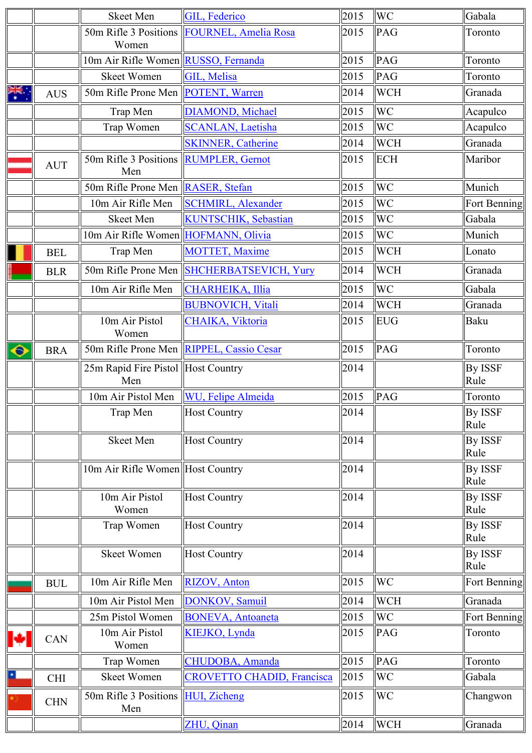| | | | | | | |
|---|---|---|---|---|---|---|
| | | Skeet Men | GIL, Federico | 2015 | WC | Gabala |
| | | 50m Rifle 3 Positions Women | FOURNEL, Amelia Rosa | 2015 | PAG | Toronto |
| | | 10m Air Rifle Women | RUSSO, Fernanda | 2015 | PAG | Toronto |
| | | Skeet Women | GIL, Melisa | 2015 | PAG | Toronto |
| | AUS | 50m Rifle Prone Men | POTENT, Warren | 2014 | WCH | Granada |
| | | Trap Men | DIAMOND, Michael | 2015 | WC | Acapulco |
| | | Trap Women | SCANLAN, Laetisha | 2015 | WC | Acapulco |
| | | | SKINNER, Catherine | 2014 | WCH | Granada |
| | AUT | 50m Rifle 3 Positions Men | RUMPLER, Gernot | 2015 | ECH | Maribor |
| | | 50m Rifle Prone Men | RASER, Stefan | 2015 | WC | Munich |
| | | 10m Air Rifle Men | SCHMIRL, Alexander | 2015 | WC | Fort Benning |
| | | Skeet Men | KUNTSCHIK, Sebastian | 2015 | WC | Gabala |
| | | 10m Air Rifle Women | HOFMANN, Olivia | 2015 | WC | Munich |
| | BEL | Trap Men | MOTTET, Maxime | 2015 | WCH | Lonato |
| | BLR | 50m Rifle Prone Men | SHCHERBATSEVICH, Yury | 2014 | WCH | Granada |
| | | 10m Air Rifle Men | CHARHEIKA, Illia | 2015 | WC | Gabala |
| | | | BUBNOVICH, Vitali | 2014 | WCH | Granada |
| | | 10m Air Pistol Women | CHAIKA, Viktoria | 2015 | EUG | Baku |
| | BRA | 50m Rifle Prone Men | RIPPEL, Cassio Cesar | 2015 | PAG | Toronto |
| | | 25m Rapid Fire Pistol Men | Host Country | 2014 | | By ISSF Rule |
| | | 10m Air Pistol Men | WU, Felipe Almeida | 2015 | PAG | Toronto |
| | | Trap Men | Host Country | 2014 | | By ISSF Rule |
| | | Skeet Men | Host Country | 2014 | | By ISSF Rule |
| | | 10m Air Rifle Women | Host Country | 2014 | | By ISSF Rule |
| | | 10m Air Pistol Women | Host Country | 2014 | | By ISSF Rule |
| | | Trap Women | Host Country | 2014 | | By ISSF Rule |
| | | Skeet Women | Host Country | 2014 | | By ISSF Rule |
| | BUL | 10m Air Rifle Men | RIZOV, Anton | 2015 | WC | Fort Benning |
| | | 10m Air Pistol Men | DONKOV, Samuil | 2014 | WCH | Granada |
| | | 25m Pistol Women | BONEVA, Antoaneta | 2015 | WC | Fort Benning |
| | CAN | 10m Air Pistol Women | KIEJKO, Lynda | 2015 | PAG | Toronto |
| | | Trap Women | CHUDOBA, Amanda | 2015 | PAG | Toronto |
| | CHI | Skeet Women | CROVETTO CHADID, Francisca | 2015 | WC | Gabala |
| | CHN | 50m Rifle 3 Positions Men | HUI, Zicheng | 2015 | WC | Changwon |
| | | | ZHU, Qinan | 2014 | WCH | Granada |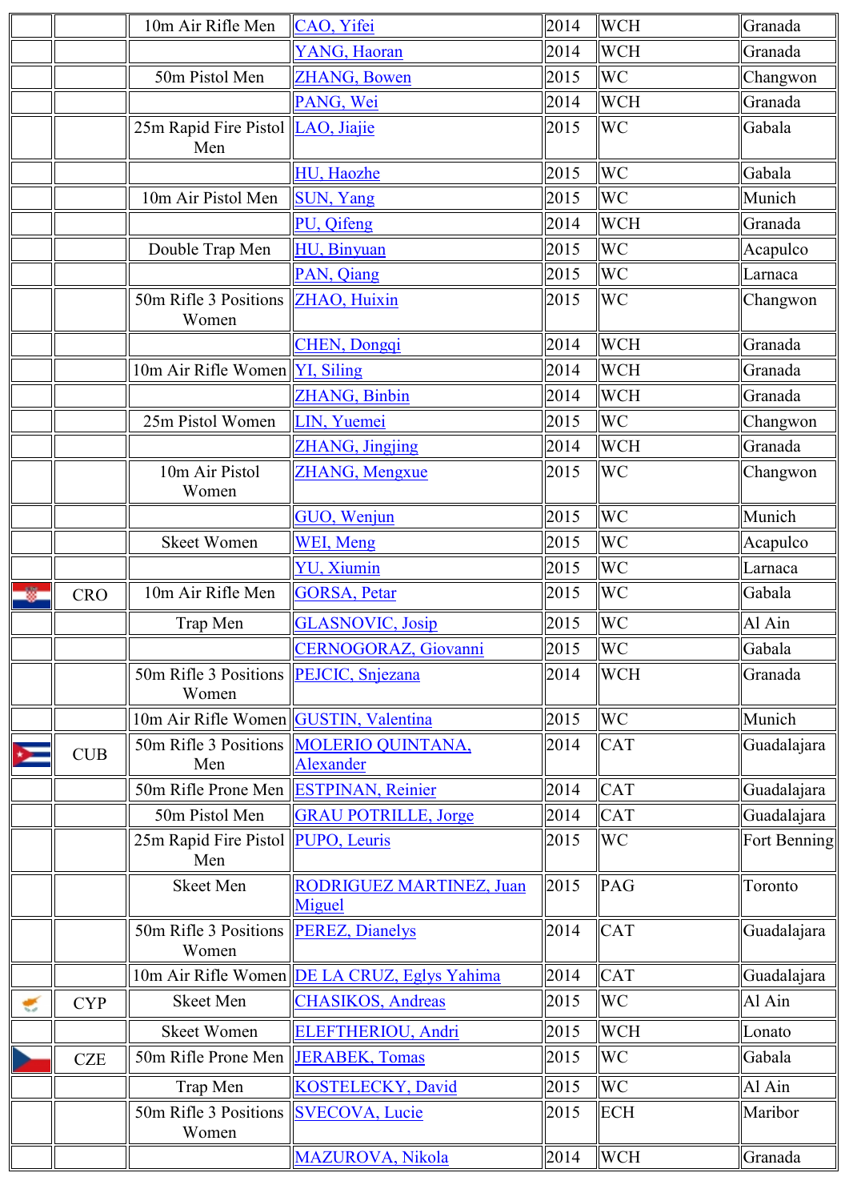| | | | | | | |
|---|---|---|---|---|---|---|
| | | 10m Air Rifle Men | CAO, Yifei | 2014 | WCH | Granada |
| | | | YANG, Haoran | 2014 | WCH | Granada |
| | | 50m Pistol Men | ZHANG, Bowen | 2015 | WC | Changwon |
| | | | PANG, Wei | 2014 | WCH | Granada |
| | | 25m Rapid Fire Pistol Men | LAO, Jiajie | 2015 | WC | Gabala |
| | | | HU, Haozhe | 2015 | WC | Gabala |
| | | 10m Air Pistol Men | SUN, Yang | 2015 | WC | Munich |
| | | | PU, Qifeng | 2014 | WCH | Granada |
| | | Double Trap Men | HU, Binyuan | 2015 | WC | Acapulco |
| | | | PAN, Qiang | 2015 | WC | Larnaca |
| | | 50m Rifle 3 Positions Women | ZHAO, Huixin | 2015 | WC | Changwon |
| | | | CHEN, Dongqi | 2014 | WCH | Granada |
| | | 10m Air Rifle Women | YI, Siling | 2014 | WCH | Granada |
| | | | ZHANG, Binbin | 2014 | WCH | Granada |
| | | 25m Pistol Women | LIN, Yuemei | 2015 | WC | Changwon |
| | | | ZHANG, Jingjing | 2014 | WCH | Granada |
| | | 10m Air Pistol Women | ZHANG, Mengxue | 2015 | WC | Changwon |
| | | | GUO, Wenjun | 2015 | WC | Munich |
| | | Skeet Women | WEI, Meng | 2015 | WC | Acapulco |
| | | | YU, Xiumin | 2015 | WC | Larnaca |
| | CRO | 10m Air Rifle Men | GORSA, Petar | 2015 | WC | Gabala |
| | | Trap Men | GLASNOVIC, Josip | 2015 | WC | Al Ain |
| | | | CERNOGORAZ, Giovanni | 2015 | WC | Gabala |
| | | 50m Rifle 3 Positions Women | PEJCIC, Snjezana | 2014 | WCH | Granada |
| | | 10m Air Rifle Women | GUSTIN, Valentina | 2015 | WC | Munich |
| | CUB | 50m Rifle 3 Positions Men | MOLERIO QUINTANA, Alexander | 2014 | CAT | Guadalajara |
| | | 50m Rifle Prone Men | ESTPINAN, Reinier | 2014 | CAT | Guadalajara |
| | | 50m Pistol Men | GRAU POTRILLE, Jorge | 2014 | CAT | Guadalajara |
| | | 25m Rapid Fire Pistol Men | PUPO, Leuris | 2015 | WC | Fort Benning |
| | | Skeet Men | RODRIGUEZ MARTINEZ, Juan Miguel | 2015 | PAG | Toronto |
| | | 50m Rifle 3 Positions Women | PEREZ, Dianelys | 2014 | CAT | Guadalajara |
| | | 10m Air Rifle Women | DE LA CRUZ, Eglys Yahima | 2014 | CAT | Guadalajara |
| | CYP | Skeet Men | CHASIKOS, Andreas | 2015 | WC | Al Ain |
| | | Skeet Women | ELEFTHERIOU, Andri | 2015 | WCH | Lonato |
| | CZE | 50m Rifle Prone Men | JERABEK, Tomas | 2015 | WC | Gabala |
| | | Trap Men | KOSTELECKY, David | 2015 | WC | Al Ain |
| | | 50m Rifle 3 Positions Women | SVECOVA, Lucie | 2015 | ECH | Maribor |
| | | | MAZUROVA, Nikola | 2014 | WCH | Granada |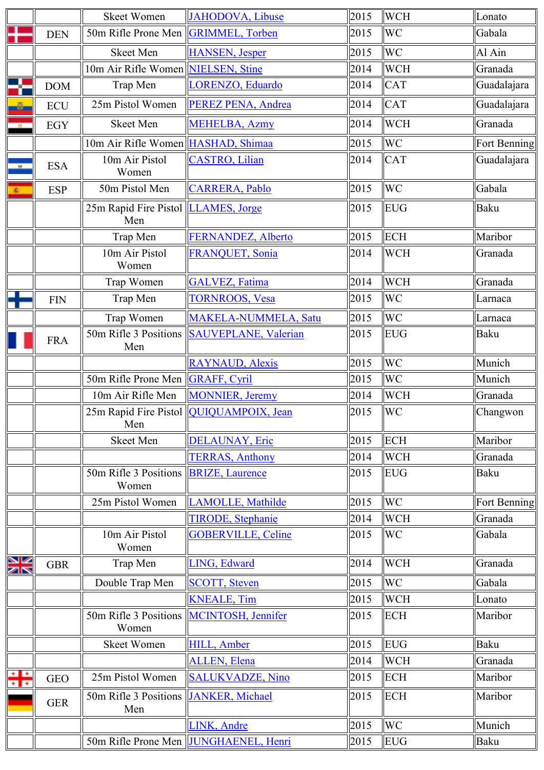| | | | | | | |
|---|---|---|---|---|---|---|
| | | Skeet Women | JAHODOVA, Libuse | 2015 | WCH | Lonato |
| | DEN | 50m Rifle Prone Men | GRIMMEL, Torben | 2015 | WC | Gabala |
| | | Skeet Men | HANSEN, Jesper | 2015 | WC | Al Ain |
| | | 10m Air Rifle Women | NIELSEN, Stine | 2014 | WCH | Granada |
| | DOM | Trap Men | LORENZO, Eduardo | 2014 | CAT | Guadalajara |
| | ECU | 25m Pistol Women | PEREZ PENA, Andrea | 2014 | CAT | Guadalajara |
| | EGY | Skeet Men | MEHELBA, Azmy | 2014 | WCH | Granada |
| | | 10m Air Rifle Women | HASHAD, Shimaa | 2015 | WC | Fort Benning |
| | ESA | 10m Air Pistol Women | CASTRO, Lilian | 2014 | CAT | Guadalajara |
| | ESP | 50m Pistol Men | CARRERA, Pablo | 2015 | WC | Gabala |
| | | 25m Rapid Fire Pistol Men | LLAMES, Jorge | 2015 | EUG | Baku |
| | | Trap Men | FERNANDEZ, Alberto | 2015 | ECH | Maribor |
| | | 10m Air Pistol Women | FRANQUET, Sonia | 2014 | WCH | Granada |
| | | Trap Women | GALVEZ, Fatima | 2014 | WCH | Granada |
| | FIN | Trap Men | TORNROOS, Vesa | 2015 | WC | Larnaca |
| | | Trap Women | MAKELA-NUMMELA, Satu | 2015 | WC | Larnaca |
| | FRA | 50m Rifle 3 Positions Men | SAUVEPLANE, Valerian | 2015 | EUG | Baku |
| | | | RAYNAUD, Alexis | 2015 | WC | Munich |
| | | 50m Rifle Prone Men | GRAFF, Cyril | 2015 | WC | Munich |
| | | 10m Air Rifle Men | MONNIER, Jeremy | 2014 | WCH | Granada |
| | | 25m Rapid Fire Pistol Men | QUIQUAMPOIX, Jean | 2015 | WC | Changwon |
| | | Skeet Men | DELAUNAY, Eric | 2015 | ECH | Maribor |
| | | | TERRAS, Anthony | 2014 | WCH | Granada |
| | | 50m Rifle 3 Positions Women | BRIZE, Laurence | 2015 | EUG | Baku |
| | | 25m Pistol Women | LAMOLLE, Mathilde | 2015 | WC | Fort Benning |
| | | | TIRODE, Stephanie | 2014 | WCH | Granada |
| | | 10m Air Pistol Women | GOBERVILLE, Celine | 2015 | WC | Gabala |
| | GBR | Trap Men | LING, Edward | 2014 | WCH | Granada |
| | | Double Trap Men | SCOTT, Steven | 2015 | WC | Gabala |
| | | | KNEALE, Tim | 2015 | WCH | Lonato |
| | | 50m Rifle 3 Positions Women | MCINTOSH, Jennifer | 2015 | ECH | Maribor |
| | | Skeet Women | HILL, Amber | 2015 | EUG | Baku |
| | | | ALLEN, Elena | 2014 | WCH | Granada |
| | GEO | 25m Pistol Women | SALUKVADZE, Nino | 2015 | ECH | Maribor |
| | GER | 50m Rifle 3 Positions Men | JANKER, Michael | 2015 | ECH | Maribor |
| | | | LINK, Andre | 2015 | WC | Munich |
| | | 50m Rifle Prone Men | JUNGHAENEL, Henri | 2015 | EUG | Baku |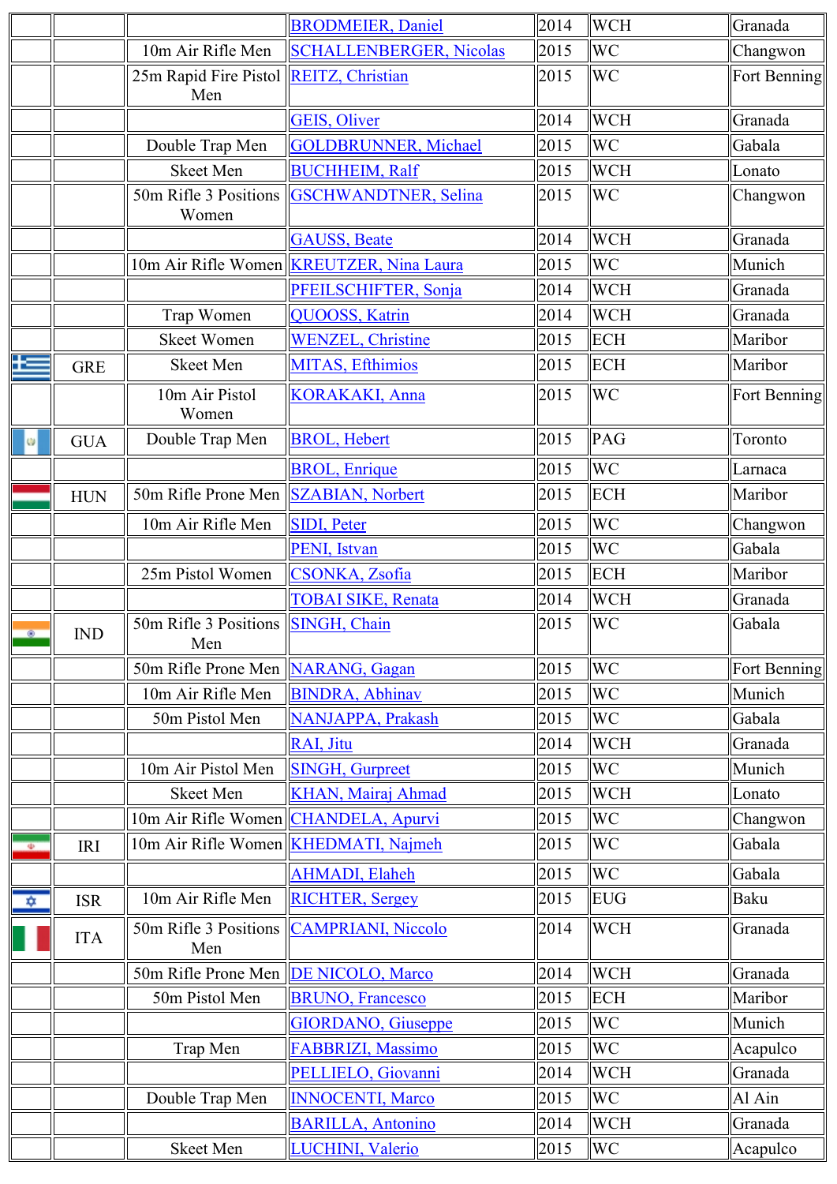| | | | | | | |
|---|---|---|---|---|---|---|
| | | | BRODMEIER, Daniel | 2014 | WCH | Granada |
| | | 10m Air Rifle Men | SCHALLENBERGER, Nicolas | 2015 | WC | Changwon |
| | | 25m Rapid Fire Pistol Men | REITZ, Christian | 2015 | WC | Fort Benning |
| | | | GEIS, Oliver | 2014 | WCH | Granada |
| | | Double Trap Men | GOLDBRUNNER, Michael | 2015 | WC | Gabala |
| | | Skeet Men | BUCHHEIM, Ralf | 2015 | WCH | Lonato |
| | | 50m Rifle 3 Positions Women | GSCHWANDTNER, Selina | 2015 | WC | Changwon |
| | | | GAUSS, Beate | 2014 | WCH | Granada |
| | | 10m Air Rifle Women | KREUTZER, Nina Laura | 2015 | WC | Munich |
| | | | PFEILSCHIFTER, Sonja | 2014 | WCH | Granada |
| | | Trap Women | QUOOSS, Katrin | 2014 | WCH | Granada |
| | | Skeet Women | WENZEL, Christine | 2015 | ECH | Maribor |
| | GRE | Skeet Men | MITAS, Efthimios | 2015 | ECH | Maribor |
| | | 10m Air Pistol Women | KORAKAKI, Anna | 2015 | WC | Fort Benning |
| | GUA | Double Trap Men | BROL, Hebert | 2015 | PAG | Toronto |
| | | | BROL, Enrique | 2015 | WC | Larnaca |
| | HUN | 50m Rifle Prone Men | SZABIAN, Norbert | 2015 | ECH | Maribor |
| | | 10m Air Rifle Men | SIDI, Peter | 2015 | WC | Changwon |
| | | | PENI, Istvan | 2015 | WC | Gabala |
| | | 25m Pistol Women | CSONKA, Zsofia | 2015 | ECH | Maribor |
| | | | TOBAI SIKE, Renata | 2014 | WCH | Granada |
| | IND | 50m Rifle 3 Positions Men | SINGH, Chain | 2015 | WC | Gabala |
| | | 50m Rifle Prone Men | NARANG, Gagan | 2015 | WC | Fort Benning |
| | | 10m Air Rifle Men | BINDRA, Abhinav | 2015 | WC | Munich |
| | | 50m Pistol Men | NANJAPPA, Prakash | 2015 | WC | Gabala |
| | | | RAI, Jitu | 2014 | WCH | Granada |
| | | 10m Air Pistol Men | SINGH, Gurpreet | 2015 | WC | Munich |
| | | Skeet Men | KHAN, Mairaj Ahmad | 2015 | WCH | Lonato |
| | | 10m Air Rifle Women | CHANDELA, Apurvi | 2015 | WC | Changwon |
| | IRI | 10m Air Rifle Women | KHEDMATI, Najmeh | 2015 | WC | Gabala |
| | | | AHMADI, Elaheh | 2015 | WC | Gabala |
| | ISR | 10m Air Rifle Men | RICHTER, Sergey | 2015 | EUG | Baku |
| | ITA | 50m Rifle 3 Positions Men | CAMPRIANI, Niccolo | 2014 | WCH | Granada |
| | | 50m Rifle Prone Men | DE NICOLO, Marco | 2014 | WCH | Granada |
| | | 50m Pistol Men | BRUNO, Francesco | 2015 | ECH | Maribor |
| | | | GIORDANO, Giuseppe | 2015 | WC | Munich |
| | | Trap Men | FABBRIZI, Massimo | 2015 | WC | Acapulco |
| | | | PELLIELO, Giovanni | 2014 | WCH | Granada |
| | | Double Trap Men | INNOCENTI, Marco | 2015 | WC | Al Ain |
| | | | BARILLA, Antonino | 2014 | WCH | Granada |
| | | Skeet Men | LUCHINI, Valerio | 2015 | WC | Acapulco |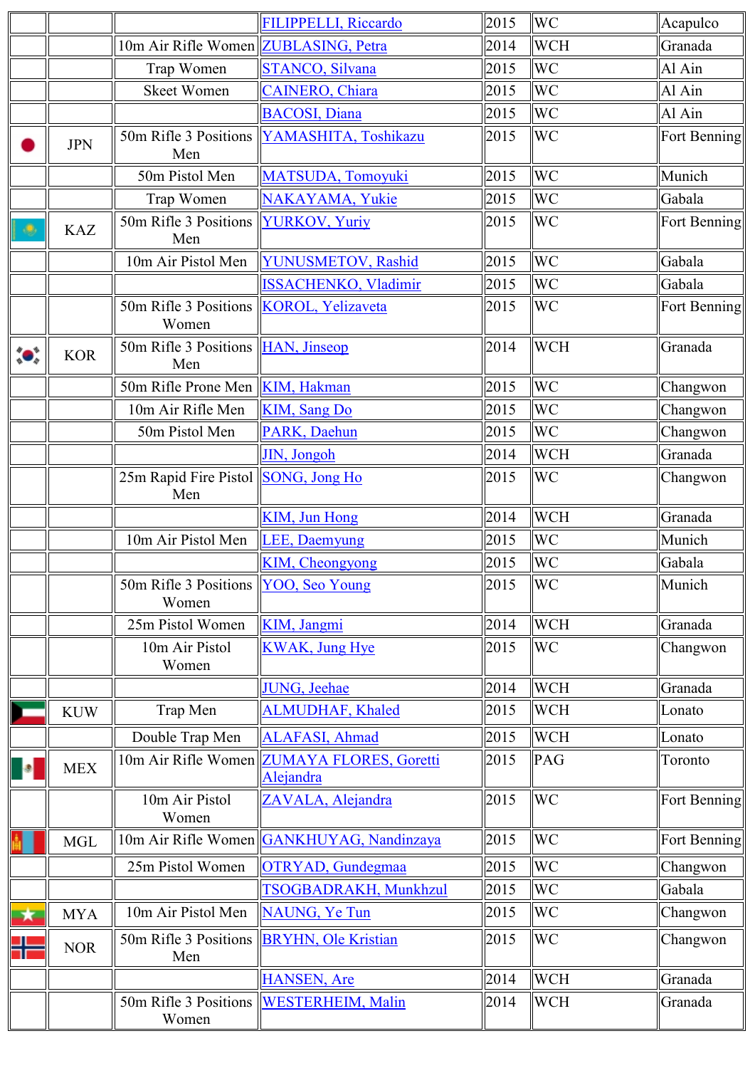| | | | | | | |
|---|---|---|---|---|---|---|
| | | | FILIPPELLI, Riccardo | 2015 | WC | Acapulco |
| | | 10m Air Rifle Women | ZUBLASING, Petra | 2014 | WCH | Granada |
| | | Trap Women | STANCO, Silvana | 2015 | WC | Al Ain |
| | | Skeet Women | CAINERO, Chiara | 2015 | WC | Al Ain |
| | | | BACOSI, Diana | 2015 | WC | Al Ain |
| | JPN | 50m Rifle 3 Positions Men | YAMASHITA, Toshikazu | 2015 | WC | Fort Benning |
| | | 50m Pistol Men | MATSUDA, Tomoyuki | 2015 | WC | Munich |
| | | Trap Women | NAKAYAMA, Yukie | 2015 | WC | Gabala |
| | KAZ | 50m Rifle 3 Positions Men | YURKOV, Yuriy | 2015 | WC | Fort Benning |
| | | 10m Air Pistol Men | YUNUSMETOV, Rashid | 2015 | WC | Gabala |
| | | | ISSACHENKO, Vladimir | 2015 | WC | Gabala |
| | | 50m Rifle 3 Positions Women | KOROL, Yelizaveta | 2015 | WC | Fort Benning |
| | KOR | 50m Rifle 3 Positions Men | HAN, Jinseop | 2014 | WCH | Granada |
| | | 50m Rifle Prone Men | KIM, Hakman | 2015 | WC | Changwon |
| | | 10m Air Rifle Men | KIM, Sang Do | 2015 | WC | Changwon |
| | | 50m Pistol Men | PARK, Daehun | 2015 | WC | Changwon |
| | | | JIN, Jongoh | 2014 | WCH | Granada |
| | | 25m Rapid Fire Pistol Men | SONG, Jong Ho | 2015 | WC | Changwon |
| | | | KIM, Jun Hong | 2014 | WCH | Granada |
| | | 10m Air Pistol Men | LEE, Daemyung | 2015 | WC | Munich |
| | | | KIM, Cheongyong | 2015 | WC | Gabala |
| | | 50m Rifle 3 Positions Women | YOO, Seo Young | 2015 | WC | Munich |
| | | 25m Pistol Women | KIM, Jangmi | 2014 | WCH | Granada |
| | | 10m Air Pistol Women | KWAK, Jung Hye | 2015 | WC | Changwon |
| | | | JUNG, Jeehae | 2014 | WCH | Granada |
| | KUW | Trap Men | ALMUDHAF, Khaled | 2015 | WCH | Lonato |
| | | Double Trap Men | ALAFASI, Ahmad | 2015 | WCH | Lonato |
| | MEX | 10m Air Rifle Women | ZUMAYA FLORES, Goretti Alejandra | 2015 | PAG | Toronto |
| | | 10m Air Pistol Women | ZAVALA, Alejandra | 2015 | WC | Fort Benning |
| | MGL | 10m Air Rifle Women | GANKHUYAG, Nandinzaya | 2015 | WC | Fort Benning |
| | | 25m Pistol Women | OTRYAD, Gundegmaa | 2015 | WC | Changwon |
| | | | TSOGBADRAKH, Munkhzul | 2015 | WC | Gabala |
| | MYA | 10m Air Pistol Men | NAUNG, Ye Tun | 2015 | WC | Changwon |
| | NOR | 50m Rifle 3 Positions Men | BRYHN, Ole Kristian | 2015 | WC | Changwon |
| | | | HANSEN, Are | 2014 | WCH | Granada |
| | | 50m Rifle 3 Positions Women | WESTERHEIM, Malin | 2014 | WCH | Granada |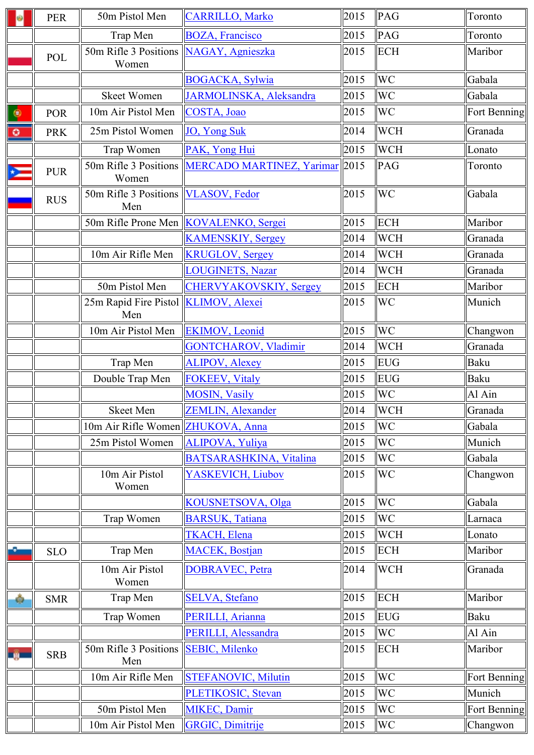|  | PER | 50m Pistol Men | CARRILLO, Marko | 2015 | PAG | Toronto |
|---|---|---|---|---|---|---|
|  |  | Trap Men | BOZA, Francisco | 2015 | PAG | Toronto |
|  | POL | 50m Rifle 3 Positions Women | NAGAY, Agnieszka | 2015 | ECH | Maribor |
|  |  |  | BOGACKA, Sylwia | 2015 | WC | Gabala |
|  |  | Skeet Women | JARMOLINSKA, Aleksandra | 2015 | WC | Gabala |
|  | POR | 10m Air Pistol Men | COSTA, Joao | 2015 | WC | Fort Benning |
|  | PRK | 25m Pistol Women | JO, Yong Suk | 2014 | WCH | Granada |
|  |  | Trap Women | PAK, Yong Hui | 2015 | WCH | Lonato |
|  | PUR | 50m Rifle 3 Positions Women | MERCADO MARTINEZ, Yarimar | 2015 | PAG | Toronto |
|  | RUS | 50m Rifle 3 Positions Men | VLASOV, Fedor | 2015 | WC | Gabala |
|  |  | 50m Rifle Prone Men | KOVALENKO, Sergei | 2015 | ECH | Maribor |
|  |  |  | KAMENSKIY, Sergey | 2014 | WCH | Granada |
|  |  | 10m Air Rifle Men | KRUGLOV, Sergey | 2014 | WCH | Granada |
|  |  |  | LOUGINETS, Nazar | 2014 | WCH | Granada |
|  |  | 50m Pistol Men | CHERVYAKOVSKIY, Sergey | 2015 | ECH | Maribor |
|  |  | 25m Rapid Fire Pistol Men | KLIMOV, Alexei | 2015 | WC | Munich |
|  |  | 10m Air Pistol Men | EKIMOV, Leonid | 2015 | WC | Changwon |
|  |  |  | GONTCHAROV, Vladimir | 2014 | WCH | Granada |
|  |  | Trap Men | ALIPOV, Alexey | 2015 | EUG | Baku |
|  |  | Double Trap Men | FOKEEV, Vitaly | 2015 | EUG | Baku |
|  |  |  | MOSIN, Vasily | 2015 | WC | Al Ain |
|  |  | Skeet Men | ZEMLIN, Alexander | 2014 | WCH | Granada |
|  |  | 10m Air Rifle Women | ZHUKOVA, Anna | 2015 | WC | Gabala |
|  |  | 25m Pistol Women | ALIPOVA, Yuliya | 2015 | WC | Munich |
|  |  |  | BATSARASHKINA, Vitalina | 2015 | WC | Gabala |
|  |  | 10m Air Pistol Women | YASKEVICH, Liubov | 2015 | WC | Changwon |
|  |  |  | KOUSNETSOVA, Olga | 2015 | WC | Gabala |
|  |  | Trap Women | BARSUK, Tatiana | 2015 | WC | Larnaca |
|  |  |  | TKACH, Elena | 2015 | WCH | Lonato |
|  | SLO | Trap Men | MACEK, Bostjan | 2015 | ECH | Maribor |
|  |  | 10m Air Pistol Women | DOBRAVEC, Petra | 2014 | WCH | Granada |
|  | SMR | Trap Men | SELVA, Stefano | 2015 | ECH | Maribor |
|  |  | Trap Women | PERILLI, Arianna | 2015 | EUG | Baku |
|  |  |  | PERILLI, Alessandra | 2015 | WC | Al Ain |
|  | SRB | 50m Rifle 3 Positions Men | SEBIC, Milenko | 2015 | ECH | Maribor |
|  |  | 10m Air Rifle Men | STEFANOVIC, Milutin | 2015 | WC | Fort Benning |
|  |  |  | PLETIKOSIC, Stevan | 2015 | WC | Munich |
|  |  | 50m Pistol Men | MIKEC, Damir | 2015 | WC | Fort Benning |
|  |  | 10m Air Pistol Men | GRGIC, Dimitrije | 2015 | WC | Changwon |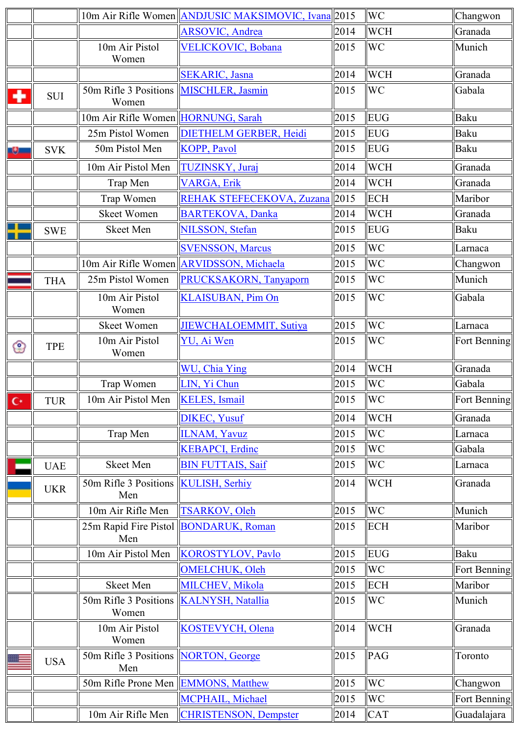| | | | | | | |
|---|---|---|---|---|---|---|
| | | 10m Air Rifle Women | ANDJUSIC MAKSIMOVIC, Ivana | 2015 | WC | Changwon |
| | | | ARSOVIC, Andrea | 2014 | WCH | Granada |
| | | 10m Air Pistol Women | VELICKOVIC, Bobana | 2015 | WC | Munich |
| | | | SEKARIC, Jasna | 2014 | WCH | Granada |
| | SUI | 50m Rifle 3 Positions Women | MISCHLER, Jasmin | 2015 | WC | Gabala |
| | | 10m Air Rifle Women | HORNUNG, Sarah | 2015 | EUG | Baku |
| | | 25m Pistol Women | DIETHELM GERBER, Heidi | 2015 | EUG | Baku |
| | SVK | 50m Pistol Men | KOPP, Pavol | 2015 | EUG | Baku |
| | | 10m Air Pistol Men | TUZINSKY, Juraj | 2014 | WCH | Granada |
| | | Trap Men | VARGA, Erik | 2014 | WCH | Granada |
| | | Trap Women | REHAK STEFECEKOVA, Zuzana | 2015 | ECH | Maribor |
| | | Skeet Women | BARTEKOVA, Danka | 2014 | WCH | Granada |
| | SWE | Skeet Men | NILSSON, Stefan | 2015 | EUG | Baku |
| | | | SVENSSON, Marcus | 2015 | WC | Larnaca |
| | | 10m Air Rifle Women | ARVIDSSON, Michaela | 2015 | WC | Changwon |
| | THA | 25m Pistol Women | PRUCKSAKORN, Tanyaporn | 2015 | WC | Munich |
| | | 10m Air Pistol Women | KLAISUBAN, Pim On | 2015 | WC | Gabala |
| | | Skeet Women | JIEWCHALOEMMIT, Sutiya | 2015 | WC | Larnaca |
| | TPE | 10m Air Pistol Women | YU, Ai Wen | 2015 | WC | Fort Benning |
| | | | WU, Chia Ying | 2014 | WCH | Granada |
| | | Trap Women | LIN, Yi Chun | 2015 | WC | Gabala |
| | TUR | 10m Air Pistol Men | KELES, Ismail | 2015 | WC | Fort Benning |
| | | | DIKEC, Yusuf | 2014 | WCH | Granada |
| | | Trap Men | ILNAM, Yavuz | 2015 | WC | Larnaca |
| | | | KEBAPCI, Erdinc | 2015 | WC | Gabala |
| | UAE | Skeet Men | BIN FUTTAIS, Saif | 2015 | WC | Larnaca |
| | UKR | 50m Rifle 3 Positions Men | KULISH, Serhiy | 2014 | WCH | Granada |
| | | 10m Air Rifle Men | TSARKOV, Oleh | 2015 | WC | Munich |
| | | 25m Rapid Fire Pistol Men | BONDARUK, Roman | 2015 | ECH | Maribor |
| | | 10m Air Pistol Men | KOROSTYLOV, Pavlo | 2015 | EUG | Baku |
| | | | OMELCHUK, Oleh | 2015 | WC | Fort Benning |
| | | Skeet Men | MILCHEV, Mikola | 2015 | ECH | Maribor |
| | | 50m Rifle 3 Positions Women | KALNYSH, Natallia | 2015 | WC | Munich |
| | | 10m Air Pistol Women | KOSTEVYCH, Olena | 2014 | WCH | Granada |
| | USA | 50m Rifle 3 Positions Men | NORTON, George | 2015 | PAG | Toronto |
| | | 50m Rifle Prone Men | EMMONS, Matthew | 2015 | WC | Changwon |
| | | | MCPHAIL, Michael | 2015 | WC | Fort Benning |
| | | 10m Air Rifle Men | CHRISTENSON, Dempster | 2014 | CAT | Guadalajara |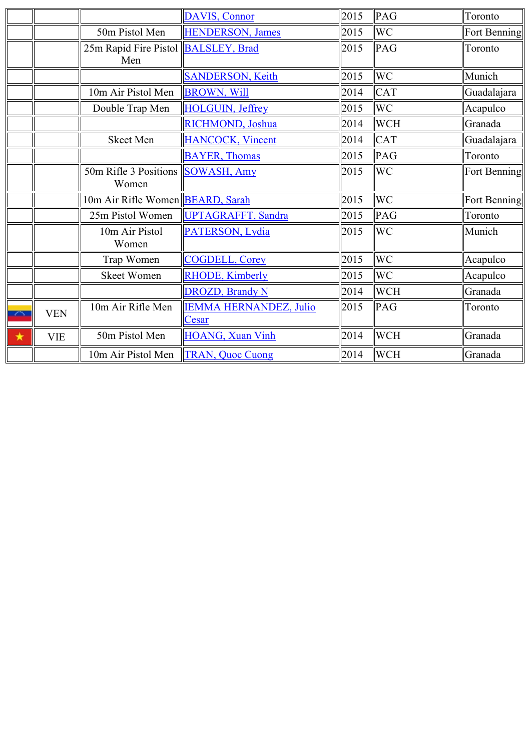| | | | | | | |
|---|---|---|---|---|---|---|
| | | | DAVIS, Connor | 2015 | PAG | Toronto |
| | | 50m Pistol Men | HENDERSON, James | 2015 | WC | Fort Benning |
| | | 25m Rapid Fire Pistol Men | BALSLEY, Brad | 2015 | PAG | Toronto |
| | | | SANDERSON, Keith | 2015 | WC | Munich |
| | | 10m Air Pistol Men | BROWN, Will | 2014 | CAT | Guadalajara |
| | | Double Trap Men | HOLGUIN, Jeffrey | 2015 | WC | Acapulco |
| | | | RICHMOND, Joshua | 2014 | WCH | Granada |
| | | Skeet Men | HANCOCK, Vincent | 2014 | CAT | Guadalajara |
| | | | BAYER, Thomas | 2015 | PAG | Toronto |
| | | 50m Rifle 3 Positions Women | SOWASH, Amy | 2015 | WC | Fort Benning |
| | | 10m Air Rifle Women | BEARD, Sarah | 2015 | WC | Fort Benning |
| | | 25m Pistol Women | UPTAGRAFFT, Sandra | 2015 | PAG | Toronto |
| | | 10m Air Pistol Women | PATERSON, Lydia | 2015 | WC | Munich |
| | | Trap Women | COGDELL, Corey | 2015 | WC | Acapulco |
| | | Skeet Women | RHODE, Kimberly | 2015 | WC | Acapulco |
| | | | DROZD, Brandy N | 2014 | WCH | Granada |
| | VEN | 10m Air Rifle Men | IEMMA HERNANDEZ, Julio Cesar | 2015 | PAG | Toronto |
| | VIE | 50m Pistol Men | HOANG, Xuan Vinh | 2014 | WCH | Granada |
| | | 10m Air Pistol Men | TRAN, Quoc Cuong | 2014 | WCH | Granada |